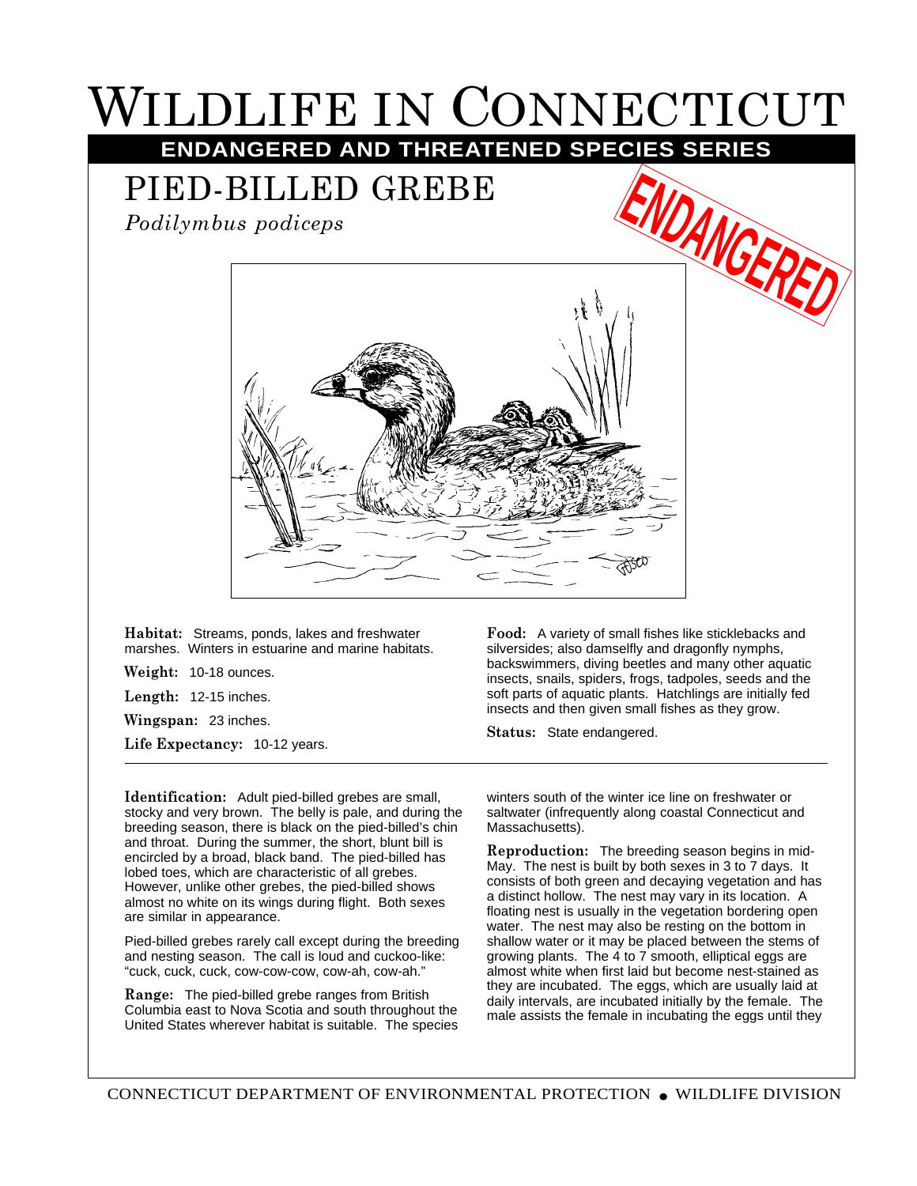# WILDLIFE IN CONNECTICUT

## ENDANGERED AND THREATENED SPECIES SERIES

# PIED-BILLED GREBE

*Podilymbus podiceps*

**ENDANGERED**

**Habitat:** Streams, ponds, lakes and freshwater marshes. Winters in estuarine and marine habitats.

**Weight:** 10-18 ounces.

**Length:** 12-15 inches.

**Wingspan:** 23 inches.

**Life Expectancy:** 10-12 years.

**Food:** A variety of small fishes like sticklebacks and silversides; also damselfly and dragonfly nymphs, backswimmers, diving beetles and many other aquatic insects, snails, spiders, frogs, tadpoles, seeds and the soft parts of aquatic plants. Hatchlings are initially fed insects and then given small fishes as they grow.

**Status:** State endangered.

---

**Identification:** Adult pied-billed grebes are small, stocky and very brown. The belly is pale, and during the breeding season, there is black on the pied-billed's chin and throat. During the summer, the short, blunt bill is encircled by a broad, black band. The pied-billed has lobed toes, which are characteristic of all grebes. However, unlike other grebes, the pied-billed shows almost no white on its wings during flight. Both sexes are similar in appearance.

Pied-billed grebes rarely call except during the breeding and nesting season. The call is loud and cuckoo-like: "cuck, cuck, cuck, cow-cow-cow, cow-ah, cow-ah."

**Range:** The pied-billed grebe ranges from British Columbia east to Nova Scotia and south throughout the United States wherever habitat is suitable. The species winters south of the winter ice line on freshwater or saltwater (infrequently along coastal Connecticut and Massachusetts).

**Reproduction:** The breeding season begins in mid-May. The nest is built by both sexes in 3 to 7 days. It consists of both green and decaying vegetation and has a distinct hollow. The nest may vary in its location. A floating nest is usually in the vegetation bordering open water. The nest may also be resting on the bottom in shallow water or it may be placed between the stems of growing plants. The 4 to 7 smooth, elliptical eggs are almost white when first laid but become nest-stained as they are incubated. The eggs, which are usually laid at daily intervals, are incubated initially by the female. The male assists the female in incubating the eggs until they

CONNECTICUT DEPARTMENT OF ENVIRONMENTAL PROTECTION • WILDLIFE DIVISION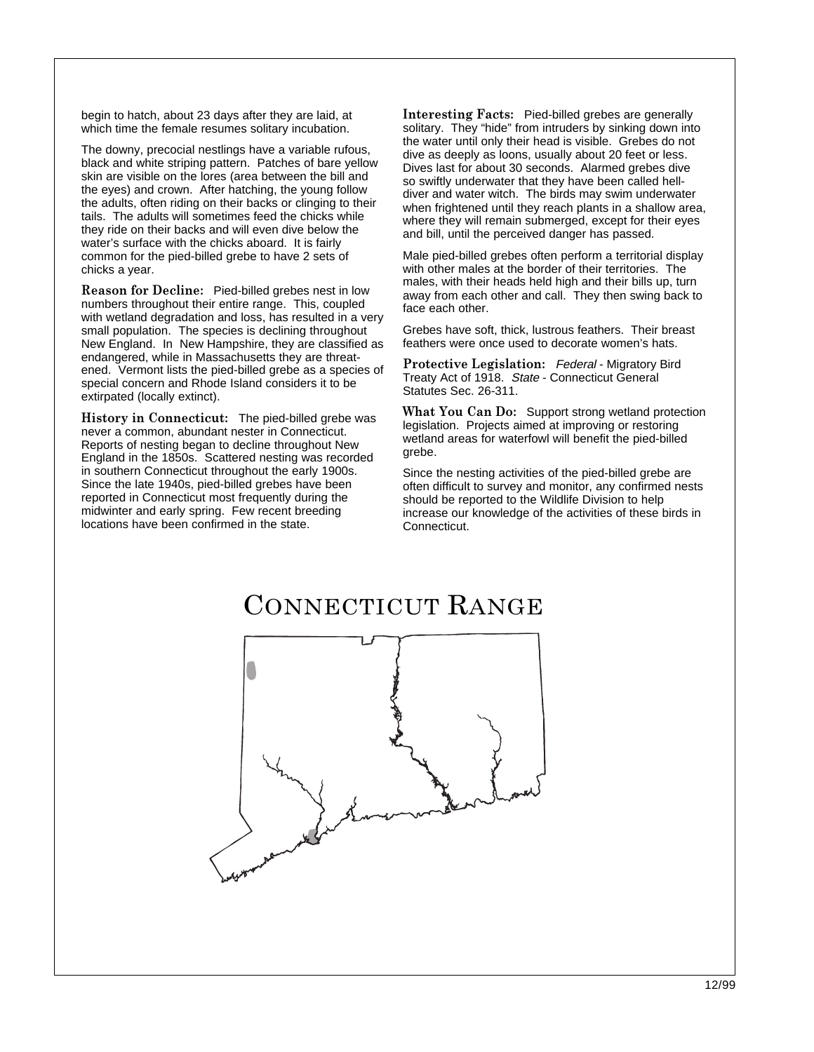begin to hatch, about 23 days after they are laid, at which time the female resumes solitary incubation.

The downy, precocial nestlings have a variable rufous, black and white striping pattern. Patches of bare yellow skin are visible on the lores (area between the bill and the eyes) and crown. After hatching, the young follow the adults, often riding on their backs or clinging to their tails. The adults will sometimes feed the chicks while they ride on their backs and will even dive below the water's surface with the chicks aboard. It is fairly common for the pied-billed grebe to have 2 sets of chicks a year.

**Reason for Decline:** Pied-billed grebes nest in low numbers throughout their entire range. This, coupled with wetland degradation and loss, has resulted in a very small population. The species is declining throughout New England. In New Hampshire, they are classified as endangered, while in Massachusetts they are threatened. Vermont lists the pied-billed grebe as a species of special concern and Rhode Island considers it to be extirpated (locally extinct).

**History in Connecticut:** The pied-billed grebe was never a common, abundant nester in Connecticut. Reports of nesting began to decline throughout New England in the 1850s. Scattered nesting was recorded in southern Connecticut throughout the early 1900s. Since the late 1940s, pied-billed grebes have been reported in Connecticut most frequently during the midwinter and early spring. Few recent breeding locations have been confirmed in the state.

**Interesting Facts:** Pied-billed grebes are generally solitary. They "hide" from intruders by sinking down into the water until only their head is visible. Grebes do not dive as deeply as loons, usually about 20 feet or less. Dives last for about 30 seconds. Alarmed grebes dive so swiftly underwater that they have been called hell-diver and water witch. The birds may swim underwater when frightened until they reach plants in a shallow area, where they will remain submerged, except for their eyes and bill, until the perceived danger has passed.

Male pied-billed grebes often perform a territorial display with other males at the border of their territories. The males, with their heads held high and their bills up, turn away from each other and call. They then swing back to face each other.

Grebes have soft, thick, lustrous feathers. Their breast feathers were once used to decorate women's hats.

**Protective Legislation:** *Federal* - Migratory Bird Treaty Act of 1918. *State* - Connecticut General Statutes Sec. 26-311.

**What You Can Do:** Support strong wetland protection legislation. Projects aimed at improving or restoring wetland areas for waterfowl will benefit the pied-billed grebe.

Since the nesting activities of the pied-billed grebe are often difficult to survey and monitor, any confirmed nests should be reported to the Wildlife Division to help increase our knowledge of the activities of these birds in Connecticut.

## Connecticut Range

12/99